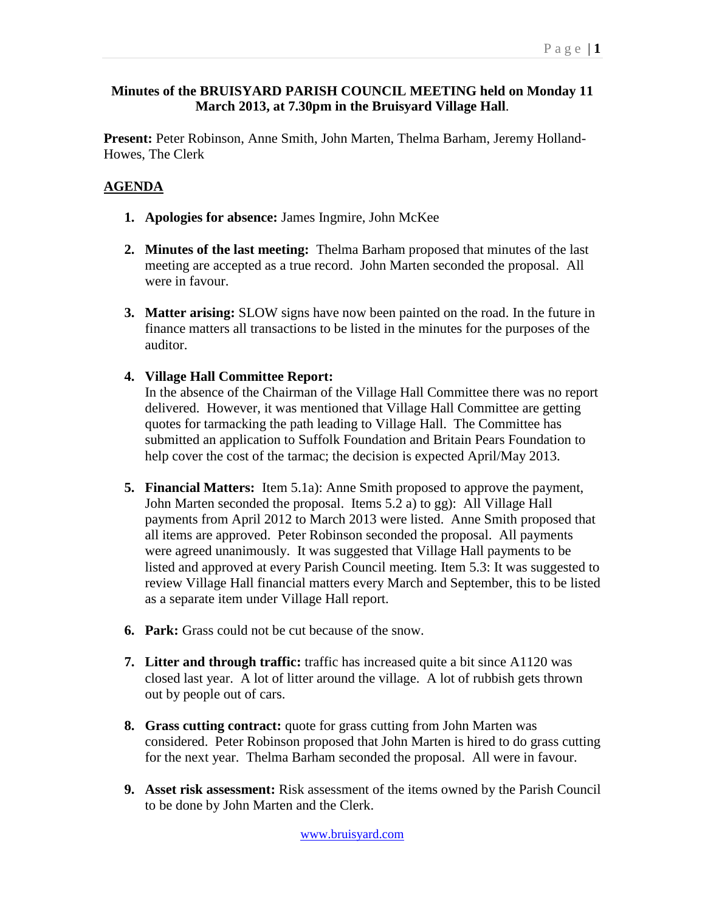**Minutes of the BRUISYARD PARISH COUNCIL MEETING held on Monday 11 March 2013, at 7.30pm in the Bruisyard Village Hall**.

**Present:** Peter Robinson, Anne Smith, John Marten, Thelma Barham, Jeremy Holland-Howes, The Clerk

## AGENDA

1. **Apologies for absence:** James Ingmire, John McKee

2. **Minutes of the last meeting:** Thelma Barham proposed that minutes of the last meeting are accepted as a true record. John Marten seconded the proposal. All were in favour.

3. **Matter arising:** SLOW signs have now been painted on the road. In the future in finance matters all transactions to be listed in the minutes for the purposes of the auditor.

4. **Village Hall Committee Report:**
   In the absence of the Chairman of the Village Hall Committee there was no report delivered. However, it was mentioned that Village Hall Committee are getting quotes for tarmacking the path leading to Village Hall. The Committee has submitted an application to Suffolk Foundation and Britain Pears Foundation to help cover the cost of the tarmac; the decision is expected April/May 2013.

5. **Financial Matters:** Item 5.1a): Anne Smith proposed to approve the payment, John Marten seconded the proposal. Items 5.2 a) to gg): All Village Hall payments from April 2012 to March 2013 were listed. Anne Smith proposed that all items are approved. Peter Robinson seconded the proposal. All payments were agreed unanimously. It was suggested that Village Hall payments to be listed and approved at every Parish Council meeting. Item 5.3: It was suggested to review Village Hall financial matters every March and September, this to be listed as a separate item under Village Hall report.

6. **Park:** Grass could not be cut because of the snow.

7. **Litter and through traffic:** traffic has increased quite a bit since A1120 was closed last year. A lot of litter around the village. A lot of rubbish gets thrown out by people out of cars.

8. **Grass cutting contract:** quote for grass cutting from John Marten was considered. Peter Robinson proposed that John Marten is hired to do grass cutting for the next year. Thelma Barham seconded the proposal. All were in favour.

9. **Asset risk assessment:** Risk assessment of the items owned by the Parish Council to be done by John Marten and the Clerk.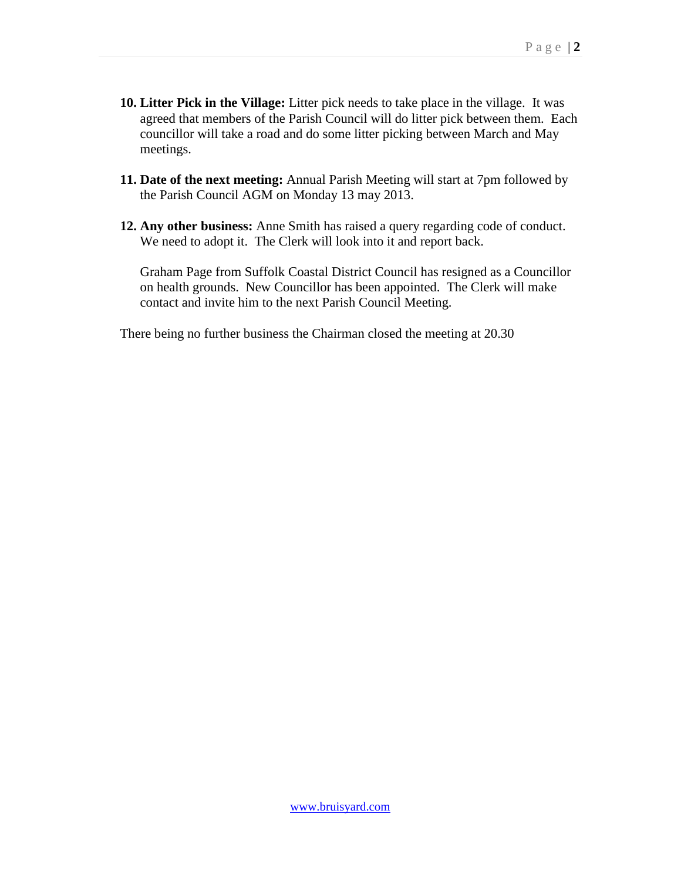10. **Litter Pick in the Village:** Litter pick needs to take place in the village. It was agreed that members of the Parish Council will do litter pick between them. Each councillor will take a road and do some litter picking between March and May meetings.

11. **Date of the next meeting:** Annual Parish Meeting will start at 7pm followed by the Parish Council AGM on Monday 13 may 2013.

12. **Any other business:** Anne Smith has raised a query regarding code of conduct. We need to adopt it. The Clerk will look into it and report back.

    Graham Page from Suffolk Coastal District Council has resigned as a Councillor on health grounds. New Councillor has been appointed. The Clerk will make contact and invite him to the next Parish Council Meeting.

There being no further business the Chairman closed the meeting at 20.30

www.bruisyard.com